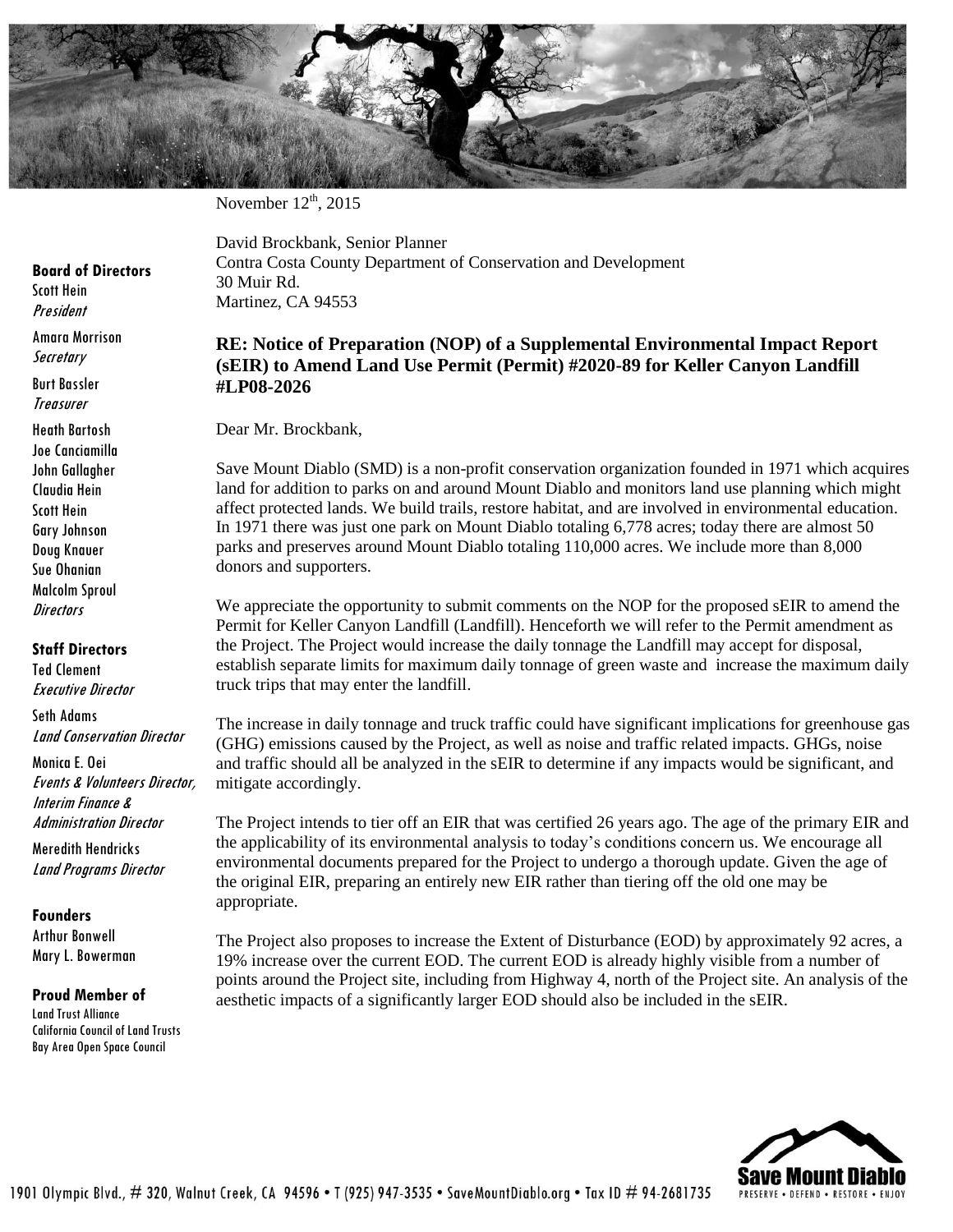November 12th, 2015

David Brockbank, Senior Planner
Contra Costa County Department of Conservation and Development
30 Muir Rd.
Martinez, CA 94553

**RE: Notice of Preparation (NOP) of a Supplemental Environmental Impact Report (sEIR) to Amend Land Use Permit (Permit) #2020-89 for Keller Canyon Landfill #LP08-2026**

Dear Mr. Brockbank,

Save Mount Diablo (SMD) is a non-profit conservation organization founded in 1971 which acquires land for addition to parks on and around Mount Diablo and monitors land use planning which might affect protected lands. We build trails, restore habitat, and are involved in environmental education. In 1971 there was just one park on Mount Diablo totaling 6,778 acres; today there are almost 50 parks and preserves around Mount Diablo totaling 110,000 acres. We include more than 8,000 donors and supporters.

We appreciate the opportunity to submit comments on the NOP for the proposed sEIR to amend the Permit for Keller Canyon Landfill (Landfill). Henceforth we will refer to the Permit amendment as the Project. The Project would increase the daily tonnage the Landfill may accept for disposal, establish separate limits for maximum daily tonnage of green waste and increase the maximum daily truck trips that may enter the landfill.

The increase in daily tonnage and truck traffic could have significant implications for greenhouse gas (GHG) emissions caused by the Project, as well as noise and traffic related impacts. GHGs, noise and traffic should all be analyzed in the sEIR to determine if any impacts would be significant, and mitigate accordingly.

The Project intends to tier off an EIR that was certified 26 years ago. The age of the primary EIR and the applicability of its environmental analysis to today's conditions concern us. We encourage all environmental documents prepared for the Project to undergo a thorough update. Given the age of the original EIR, preparing an entirely new EIR rather than tiering off the old one may be appropriate.

The Project also proposes to increase the Extent of Disturbance (EOD) by approximately 92 acres, a 19% increase over the current EOD. The current EOD is already highly visible from a number of points around the Project site, including from Highway 4, north of the Project site. An analysis of the aesthetic impacts of a significantly larger EOD should also be included in the sEIR.

**Board of Directors**
Scott Hein
*President*
Amara Morrison
*Secretary*
Burt Bassler
*Treasurer*
Heath Bartosh
Joe Canciamilla
John Gallagher
Claudia Hein
Scott Hein
Gary Johnson
Doug Knauer
Sue Ohanian
Malcolm Sproul
*Directors*

**Staff Directors**
Ted Clement
*Executive Director*
Seth Adams
*Land Conservation Director*
Monica E. Oei
*Events & Volunteers Director, Interim Finance & Administration Director*
Meredith Hendricks
*Land Programs Director*

**Founders**
Arthur Bonwell
Mary L. Bowerman

**Proud Member of**
Land Trust Alliance
California Council of Land Trusts
Bay Area Open Space Council

1901 Olympic Blvd., # 320, Walnut Creek, CA 94596 • T (925) 947-3535 • SaveMountDiablo.org • Tax ID # 94-2681735

Save Mount Diablo
PRESERVE • DEFEND • RESTORE • ENJOY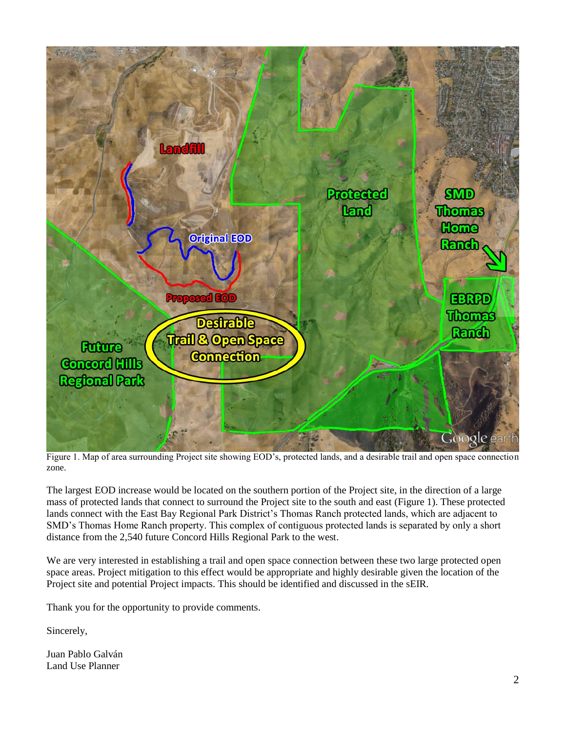Landfill

Original EOD

Proposed EOD

Protected Land

SMD Thomas Home Ranch

EBRPD Thomas Ranch

Desirable Trail & Open Space Connection

Future Concord Hills Regional Park

Google earth

Figure 1. Map of area surrounding Project site showing EOD's, protected lands, and a desirable trail and open space connection zone.

The largest EOD increase would be located on the southern portion of the Project site, in the direction of a large mass of protected lands that connect to surround the Project site to the south and east (Figure 1). These protected lands connect with the East Bay Regional Park District's Thomas Ranch protected lands, which are adjacent to SMD's Thomas Home Ranch property. This complex of contiguous protected lands is separated by only a short distance from the 2,540 future Concord Hills Regional Park to the west.

We are very interested in establishing a trail and open space connection between these two large protected open space areas. Project mitigation to this effect would be appropriate and highly desirable given the location of the Project site and potential Project impacts. This should be identified and discussed in the sEIR.

Thank you for the opportunity to provide comments.

Sincerely,

Juan Pablo Galván
Land Use Planner